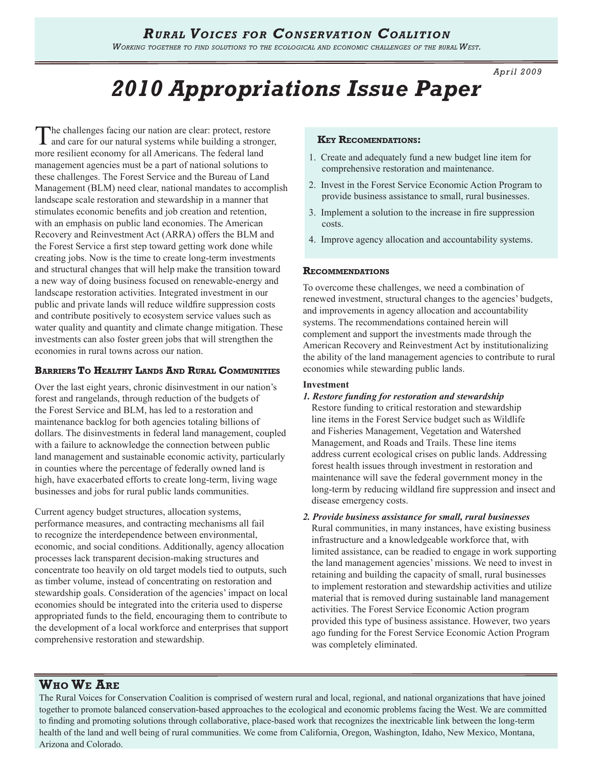# Rural Voices for Conservation Coalition

*Working together to find solutions to the ecological and economic challenges of the rural West.*

April 2009

# 2010 Appropriations Issue Paper

The challenges facing our nation are clear: protect, restore and care for our natural systems while building a stronger, more resilient economy for all Americans. The federal land management agencies must be a part of national solutions to these challenges. The Forest Service and the Bureau of Land Management (BLM) need clear, national mandates to accomplish landscape scale restoration and stewardship in a manner that stimulates economic benefits and job creation and retention, with an emphasis on public land economies. The American Recovery and Reinvestment Act (ARRA) offers the BLM and the Forest Service a first step toward getting work done while creating jobs. Now is the time to create long-term investments and structural changes that will help make the transition toward a new way of doing business focused on renewable-energy and landscape restoration activities. Integrated investment in our public and private lands will reduce wildfire suppression costs and contribute positively to ecosystem service values such as water quality and quantity and climate change mitigation. These investments can also foster green jobs that will strengthen the economies in rural towns across our nation.

## Barriers To Healthy Lands And Rural Communities

Over the last eight years, chronic disinvestment in our nation's forest and rangelands, through reduction of the budgets of the Forest Service and BLM, has led to a restoration and maintenance backlog for both agencies totaling billions of dollars. The disinvestments in federal land management, coupled with a failure to acknowledge the connection between public land management and sustainable economic activity, particularly in counties where the percentage of federally owned land is high, have exacerbated efforts to create long-term, living wage businesses and jobs for rural public lands communities.

Current agency budget structures, allocation systems, performance measures, and contracting mechanisms all fail to recognize the interdependence between environmental, economic, and social conditions. Additionally, agency allocation processes lack transparent decision-making structures and concentrate too heavily on old target models tied to outputs, such as timber volume, instead of concentrating on restoration and stewardship goals. Consideration of the agencies' impact on local economies should be integrated into the criteria used to disperse appropriated funds to the field, encouraging them to contribute to the development of a local workforce and enterprises that support comprehensive restoration and stewardship.

### Key Recomendations:

1. Create and adequately fund a new budget line item for comprehensive restoration and maintenance.
2. Invest in the Forest Service Economic Action Program to provide business assistance to small, rural businesses.
3. Implement a solution to the increase in fire suppression costs.
4. Improve agency allocation and accountability systems.

## Recommendations

To overcome these challenges, we need a combination of renewed investment, structural changes to the agencies' budgets, and improvements in agency allocation and accountability systems. The recommendations contained herein will complement and support the investments made through the American Recovery and Reinvestment Act by institutionalizing the ability of the land management agencies to contribute to rural economies while stewarding public lands.

**Investment**

***1. Restore funding for restoration and stewardship***

Restore funding to critical restoration and stewardship line items in the Forest Service budget such as Wildlife and Fisheries Management, Vegetation and Watershed Management, and Roads and Trails. These line items address current ecological crises on public lands. Addressing forest health issues through investment in restoration and maintenance will save the federal government money in the long-term by reducing wildland fire suppression and insect and disease emergency costs.

***2. Provide business assistance for small, rural businesses***

Rural communities, in many instances, have existing business infrastructure and a knowledgeable workforce that, with limited assistance, can be readied to engage in work supporting the land management agencies' missions. We need to invest in retaining and building the capacity of small, rural businesses to implement restoration and stewardship activities and utilize material that is removed during sustainable land management activities. The Forest Service Economic Action program provided this type of business assistance. However, two years ago funding for the Forest Service Economic Action Program was completely eliminated.

## Who We Are

The Rural Voices for Conservation Coalition is comprised of western rural and local, regional, and national organizations that have joined together to promote balanced conservation-based approaches to the ecological and economic problems facing the West. We are committed to finding and promoting solutions through collaborative, place-based work that recognizes the inextricable link between the long-term health of the land and well being of rural communities. We come from California, Oregon, Washington, Idaho, New Mexico, Montana, Arizona and Colorado.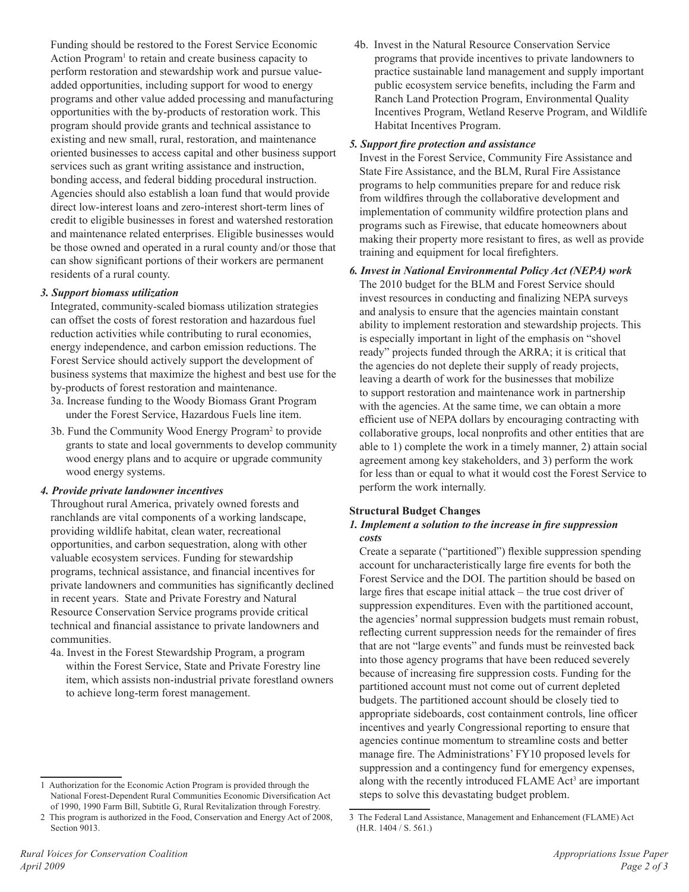Funding should be restored to the Forest Service Economic Action Program[1] to retain and create business capacity to perform restoration and stewardship work and pursue value-added opportunities, including support for wood to energy programs and other value added processing and manufacturing opportunities with the by-products of restoration work. This program should provide grants and technical assistance to existing and new small, rural, restoration, and maintenance oriented businesses to access capital and other business support services such as grant writing assistance and instruction, bonding access, and federal bidding procedural instruction. Agencies should also establish a loan fund that would provide direct low-interest loans and zero-interest short-term lines of credit to eligible businesses in forest and watershed restoration and maintenance related enterprises. Eligible businesses would be those owned and operated in a rural county and/or those that can show significant portions of their workers are permanent residents of a rural county.

***3. Support biomass utilization***

Integrated, community-scaled biomass utilization strategies can offset the costs of forest restoration and hazardous fuel reduction activities while contributing to rural economies, energy independence, and carbon emission reductions. The Forest Service should actively support the development of business systems that maximize the highest and best use for the by-products of forest restoration and maintenance.

3a. Increase funding to the Woody Biomass Grant Program under the Forest Service, Hazardous Fuels line item.

3b. Fund the Community Wood Energy Program[2] to provide grants to state and local governments to develop community wood energy plans and to acquire or upgrade community wood energy systems.

***4. Provide private landowner incentives***

Throughout rural America, privately owned forests and ranchlands are vital components of a working landscape, providing wildlife habitat, clean water, recreational opportunities, and carbon sequestration, along with other valuable ecosystem services. Funding for stewardship programs, technical assistance, and financial incentives for private landowners and communities has significantly declined in recent years. State and Private Forestry and Natural Resource Conservation Service programs provide critical technical and financial assistance to private landowners and communities.

4a. Invest in the Forest Stewardship Program, a program within the Forest Service, State and Private Forestry line item, which assists non-industrial private forestland owners to achieve long-term forest management.

4b. Invest in the Natural Resource Conservation Service programs that provide incentives to private landowners to practice sustainable land management and supply important public ecosystem service benefits, including the Farm and Ranch Land Protection Program, Environmental Quality Incentives Program, Wetland Reserve Program, and Wildlife Habitat Incentives Program.

***5. Support fire protection and assistance***

Invest in the Forest Service, Community Fire Assistance and State Fire Assistance, and the BLM, Rural Fire Assistance programs to help communities prepare for and reduce risk from wildfires through the collaborative development and implementation of community wildfire protection plans and programs such as Firewise, that educate homeowners about making their property more resistant to fires, as well as provide training and equipment for local firefighters.

***6. Invest in National Environmental Policy Act (NEPA) work***

The 2010 budget for the BLM and Forest Service should invest resources in conducting and finalizing NEPA surveys and analysis to ensure that the agencies maintain constant ability to implement restoration and stewardship projects. This is especially important in light of the emphasis on "shovel ready" projects funded through the ARRA; it is critical that the agencies do not deplete their supply of ready projects, leaving a dearth of work for the businesses that mobilize to support restoration and maintenance work in partnership with the agencies. At the same time, we can obtain a more efficient use of NEPA dollars by encouraging contracting with collaborative groups, local nonprofits and other entities that are able to 1) complete the work in a timely manner, 2) attain social agreement among key stakeholders, and 3) perform the work for less than or equal to what it would cost the Forest Service to perform the work internally.

**Structural Budget Changes**

***1. Implement a solution to the increase in fire suppression costs***

Create a separate ("partitioned") flexible suppression spending account for uncharacteristically large fire events for both the Forest Service and the DOI. The partition should be based on large fires that escape initial attack – the true cost driver of suppression expenditures. Even with the partitioned account, the agencies' normal suppression budgets must remain robust, reflecting current suppression needs for the remainder of fires that are not "large events" and funds must be reinvested back into those agency programs that have been reduced severely because of increasing fire suppression costs. Funding for the partitioned account must not come out of current depleted budgets. The partitioned account should be closely tied to appropriate sideboards, cost containment controls, line officer incentives and yearly Congressional reporting to ensure that agencies continue momentum to streamline costs and better manage fire. The Administrations' FY10 proposed levels for suppression and a contingency fund for emergency expenses, along with the recently introduced FLAME Act[3] are important steps to solve this devastating budget problem.

---

1 Authorization for the Economic Action Program is provided through the National Forest-Dependent Rural Communities Economic Diversification Act of 1990, 1990 Farm Bill, Subtitle G, Rural Revitalization through Forestry.

2 This program is authorized in the Food, Conservation and Energy Act of 2008, Section 9013.

3 The Federal Land Assistance, Management and Enhancement (FLAME) Act (H.R. 1404 / S. 561.)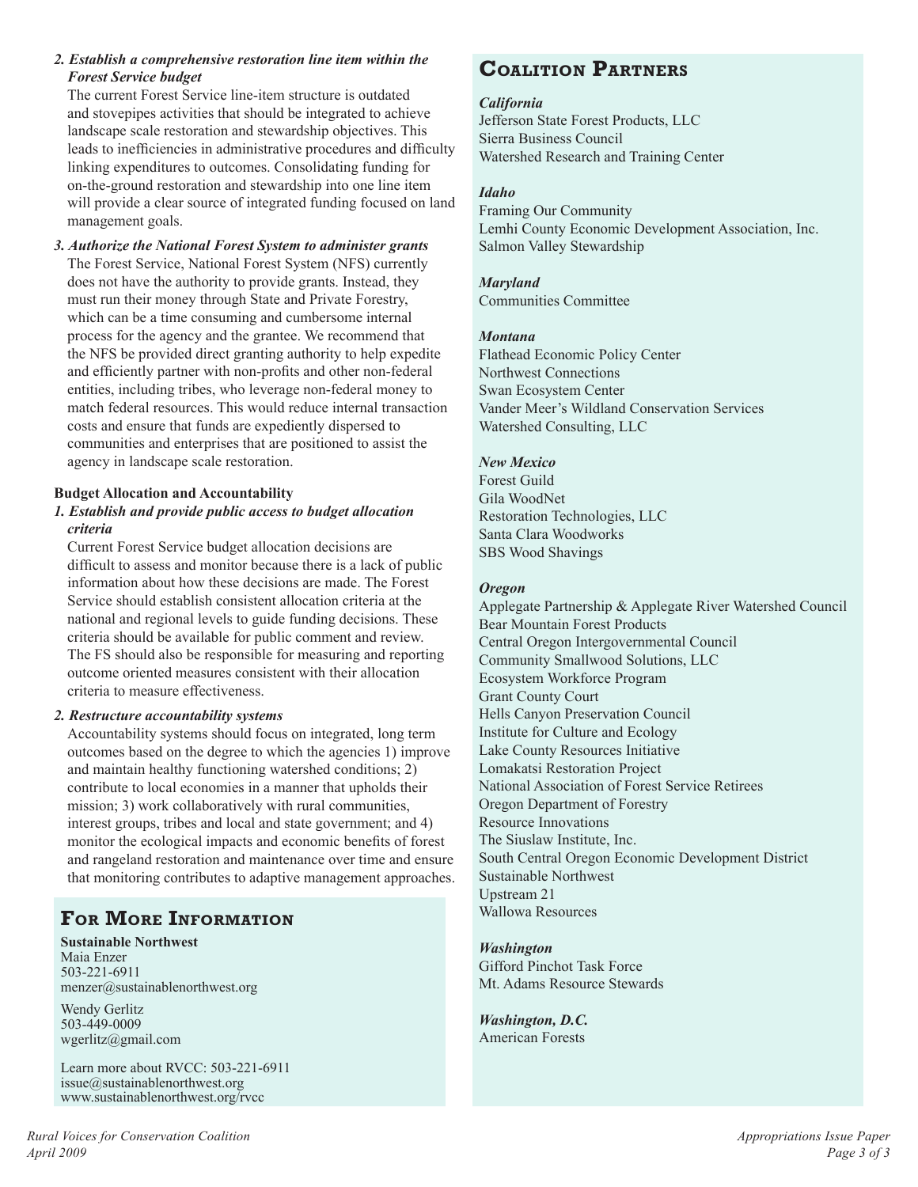***2. Establish a comprehensive restoration line item within the Forest Service budget***

The current Forest Service line-item structure is outdated and stovepipes activities that should be integrated to achieve landscape scale restoration and stewardship objectives. This leads to inefficiencies in administrative procedures and difficulty linking expenditures to outcomes. Consolidating funding for on-the-ground restoration and stewardship into one line item will provide a clear source of integrated funding focused on land management goals.

***3. Authorize the National Forest System to administer grants***

The Forest Service, National Forest System (NFS) currently does not have the authority to provide grants. Instead, they must run their money through State and Private Forestry, which can be a time consuming and cumbersome internal process for the agency and the grantee. We recommend that the NFS be provided direct granting authority to help expedite and efficiently partner with non-profits and other non-federal entities, including tribes, who leverage non-federal money to match federal resources. This would reduce internal transaction costs and ensure that funds are expediently dispersed to communities and enterprises that are positioned to assist the agency in landscape scale restoration.

**Budget Allocation and Accountability**

***1. Establish and provide public access to budget allocation criteria***

Current Forest Service budget allocation decisions are difficult to assess and monitor because there is a lack of public information about how these decisions are made. The Forest Service should establish consistent allocation criteria at the national and regional levels to guide funding decisions. These criteria should be available for public comment and review. The FS should also be responsible for measuring and reporting outcome oriented measures consistent with their allocation criteria to measure effectiveness.

***2. Restructure accountability systems***

Accountability systems should focus on integrated, long term outcomes based on the degree to which the agencies 1) improve and maintain healthy functioning watershed conditions; 2) contribute to local economies in a manner that upholds their mission; 3) work collaboratively with rural communities, interest groups, tribes and local and state government; and 4) monitor the ecological impacts and economic benefits of forest and rangeland restoration and maintenance over time and ensure that monitoring contributes to adaptive management approaches.

## For More Information

**Sustainable Northwest**
Maia Enzer
503-221-6911
menzer@sustainablenorthwest.org

Wendy Gerlitz
503-449-0009
wgerlitz@gmail.com

Learn more about RVCC: 503-221-6911
issue@sustainablenorthwest.org
www.sustainablenorthwest.org/rvcc

## Coalition Partners

***California***
Jefferson State Forest Products, LLC
Sierra Business Council
Watershed Research and Training Center

***Idaho***
Framing Our Community
Lemhi County Economic Development Association, Inc.
Salmon Valley Stewardship

***Maryland***
Communities Committee

***Montana***
Flathead Economic Policy Center
Northwest Connections
Swan Ecosystem Center
Vander Meer's Wildland Conservation Services
Watershed Consulting, LLC

***New Mexico***
Forest Guild
Gila WoodNet
Restoration Technologies, LLC
Santa Clara Woodworks
SBS Wood Shavings

***Oregon***
Applegate Partnership & Applegate River Watershed Council
Bear Mountain Forest Products
Central Oregon Intergovernmental Council
Community Smallwood Solutions, LLC
Ecosystem Workforce Program
Grant County Court
Hells Canyon Preservation Council
Institute for Culture and Ecology
Lake County Resources Initiative
Lomakatsi Restoration Project
National Association of Forest Service Retirees
Oregon Department of Forestry
Resource Innovations
The Siuslaw Institute, Inc.
South Central Oregon Economic Development District
Sustainable Northwest
Upstream 21
Wallowa Resources

***Washington***
Gifford Pinchot Task Force
Mt. Adams Resource Stewards

***Washington, D.C.***
American Forests